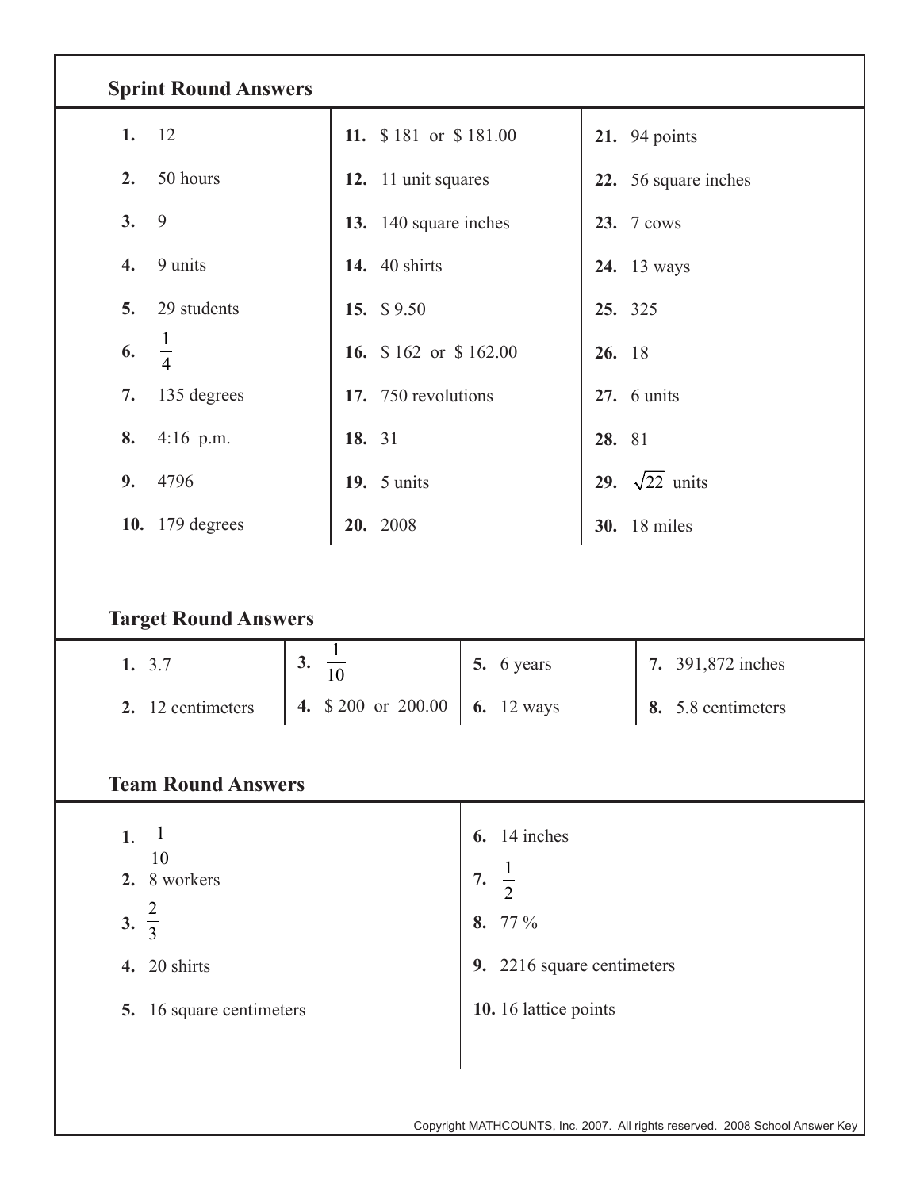## Sprint Round Answers

| | | |
|---|---|---|
| **1.** 12 | **11.** $ 181 or $ 181.00 | **21.** 94 points |
| **2.** 50 hours | **12.** 11 unit squares | **22.** 56 square inches |
| **3.** 9 | **13.** 140 square inches | **23.** 7 cows |
| **4.** 9 units | **14.** 40 shirts | **24.** 13 ways |
| **5.** 29 students | **15.** $ 9.50 | **25.** 325 |
| **6.** $\frac{1}{4}$ | **16.** $ 162 or $ 162.00 | **26.** 18 |
| **7.** 135 degrees | **17.** 750 revolutions | **27.** 6 units |
| **8.** 4:16 p.m. | **18.** 31 | **28.** 81 |
| **9.** 4796 | **19.** 5 units | **29.** $\sqrt{22}$ units |
| **10.** 179 degrees | **20.** 2008 | **30.** 18 miles |

## Target Round Answers

| | | | |
|---|---|---|---|
| **1.** 3.7 | **3.** $\frac{1}{10}$ | **5.** 6 years | **7.** 391,872 inches |
| **2.** 12 centimeters | **4.** $ 200 or 200.00 | **6.** 12 ways | **8.** 5.8 centimeters |

## Team Round Answers

| | |
|---|---|
| **1.** $\frac{1}{10}$ | **6.** 14 inches |
| **2.** 8 workers | **7.** $\frac{1}{2}$ |
| **3.** $\frac{2}{3}$ | **8.** 77 % |
| **4.** 20 shirts | **9.** 2216 square centimeters |
| **5.** 16 square centimeters | **10.** 16 lattice points |

Copyright MATHCOUNTS, Inc. 2007. All rights reserved. 2008 School Answer Key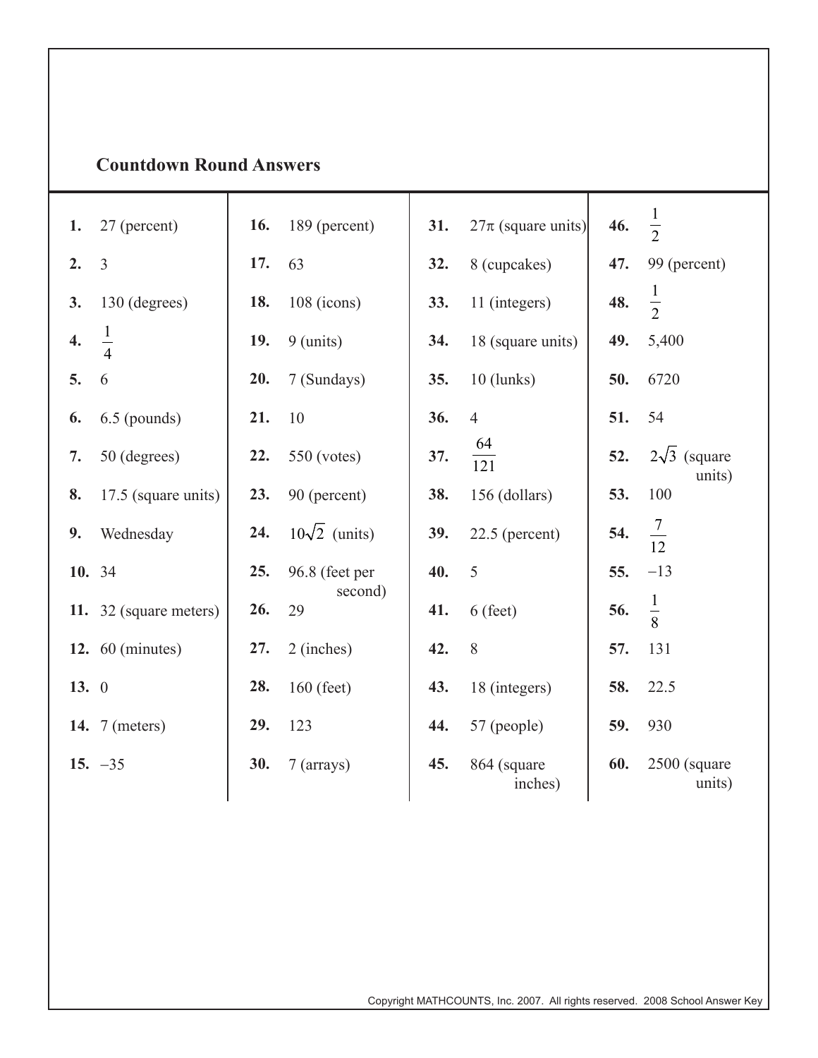## Countdown Round Answers

1. 27 (percent)
2. 3
3. 130 (degrees)
4. $\frac{1}{4}$
5. 6
6. 6.5 (pounds)
7. 50 (degrees)
8. 17.5 (square units)
9. Wednesday
10. 34
11. 32 (square meters)
12. 60 (minutes)
13. 0
14. 7 (meters)
15. –35
16. 189 (percent)
17. 63
18. 108 (icons)
19. 9 (units)
20. 7 (Sundays)
21. 10
22. 550 (votes)
23. 90 (percent)
24. $10\sqrt{2}$ (units)
25. 96.8 (feet per second)
26. 29
27. 2 (inches)
28. 160 (feet)
29. 123
30. 7 (arrays)
31. $27\pi$ (square units)
32. 8 (cupcakes)
33. 11 (integers)
34. 18 (square units)
35. 10 (lunks)
36. 4
37. $\frac{64}{121}$
38. 156 (dollars)
39. 22.5 (percent)
40. 5
41. 6 (feet)
42. 8
43. 18 (integers)
44. 57 (people)
45. 864 (square inches)
46. $\frac{1}{2}$
47. 99 (percent)
48. $\frac{1}{2}$
49. 5,400
50. 6720
51. 54
52. $2\sqrt{3}$ (square units)
53. 100
54. $\frac{7}{12}$
55. –13
56. $\frac{1}{8}$
57. 131
58. 22.5
59. 930
60. 2500 (square units)

Copyright MATHCOUNTS, Inc. 2007. All rights reserved. 2008 School Answer Key